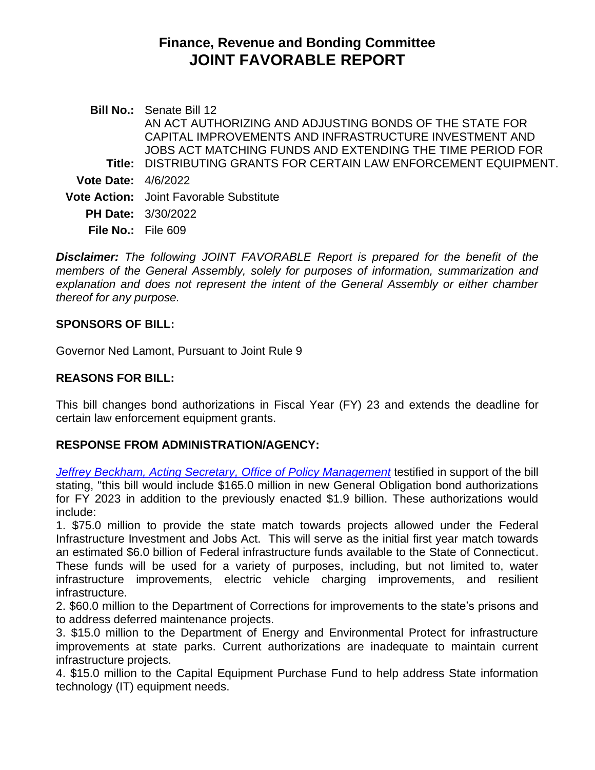# Finance, Revenue and Bonding Committee
# JOINT FAVORABLE REPORT

**Bill No.:** Senate Bill 12

**Title:** AN ACT AUTHORIZING AND ADJUSTING BONDS OF THE STATE FOR CAPITAL IMPROVEMENTS AND INFRASTRUCTURE INVESTMENT AND JOBS ACT MATCHING FUNDS AND EXTENDING THE TIME PERIOD FOR DISTRIBUTING GRANTS FOR CERTAIN LAW ENFORCEMENT EQUIPMENT.

**Vote Date:** 4/6/2022

**Vote Action:** Joint Favorable Substitute

**PH Date:** 3/30/2022

**File No.:** File 609

***Disclaimer:*** *The following JOINT FAVORABLE Report is prepared for the benefit of the members of the General Assembly, solely for purposes of information, summarization and explanation and does not represent the intent of the General Assembly or either chamber thereof for any purpose.*

## SPONSORS OF BILL:

Governor Ned Lamont, Pursuant to Joint Rule 9

## REASONS FOR BILL:

This bill changes bond authorizations in Fiscal Year (FY) 23 and extends the deadline for certain law enforcement equipment grants.

## RESPONSE FROM ADMINISTRATION/AGENCY:

*Jeffrey Beckham, Acting Secretary, Office of Policy Management* testified in support of the bill stating, "this bill would include $165.0 million in new General Obligation bond authorizations for FY 2023 in addition to the previously enacted $1.9 billion. These authorizations would include:

1. $75.0 million to provide the state match towards projects allowed under the Federal Infrastructure Investment and Jobs Act. This will serve as the initial first year match towards an estimated $6.0 billion of Federal infrastructure funds available to the State of Connecticut. These funds will be used for a variety of purposes, including, but not limited to, water infrastructure improvements, electric vehicle charging improvements, and resilient infrastructure.
2. $60.0 million to the Department of Corrections for improvements to the state's prisons and to address deferred maintenance projects.
3. $15.0 million to the Department of Energy and Environmental Protect for infrastructure improvements at state parks. Current authorizations are inadequate to maintain current infrastructure projects.
4. $15.0 million to the Capital Equipment Purchase Fund to help address State information technology (IT) equipment needs.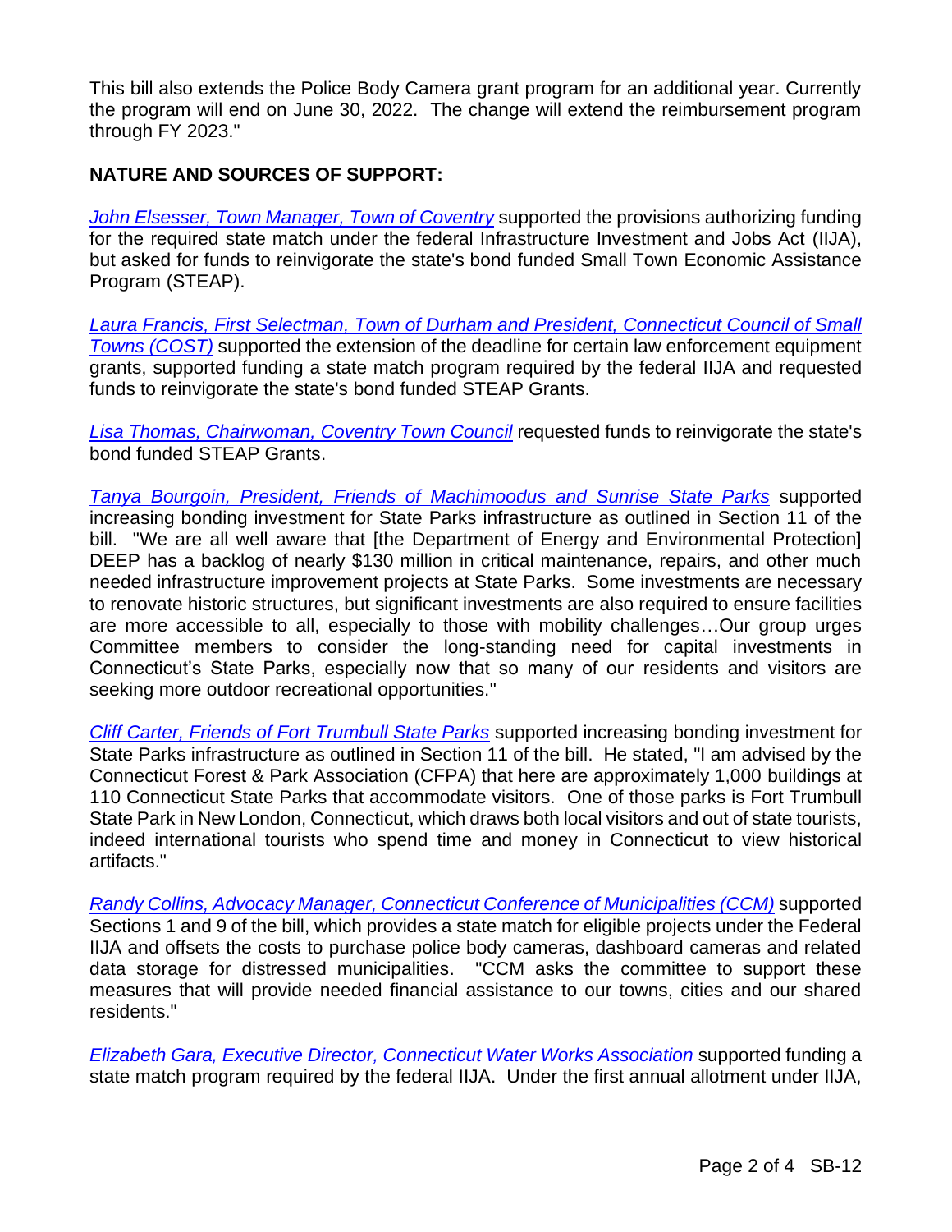This bill also extends the Police Body Camera grant program for an additional year. Currently the program will end on June 30, 2022. The change will extend the reimbursement program through FY 2023."

**NATURE AND SOURCES OF SUPPORT:**

*John Elsesser, Town Manager, Town of Coventry* supported the provisions authorizing funding for the required state match under the federal Infrastructure Investment and Jobs Act (IIJA), but asked for funds to reinvigorate the state's bond funded Small Town Economic Assistance Program (STEAP).

*Laura Francis, First Selectman, Town of Durham and President, Connecticut Council of Small Towns (COST)* supported the extension of the deadline for certain law enforcement equipment grants, supported funding a state match program required by the federal IIJA and requested funds to reinvigorate the state's bond funded STEAP Grants.

*Lisa Thomas, Chairwoman, Coventry Town Council* requested funds to reinvigorate the state's bond funded STEAP Grants.

*Tanya Bourgoin, President, Friends of Machimoodus and Sunrise State Parks* supported increasing bonding investment for State Parks infrastructure as outlined in Section 11 of the bill. "We are all well aware that [the Department of Energy and Environmental Protection] DEEP has a backlog of nearly $130 million in critical maintenance, repairs, and other much needed infrastructure improvement projects at State Parks. Some investments are necessary to renovate historic structures, but significant investments are also required to ensure facilities are more accessible to all, especially to those with mobility challenges…Our group urges Committee members to consider the long-standing need for capital investments in Connecticut's State Parks, especially now that so many of our residents and visitors are seeking more outdoor recreational opportunities."

*Cliff Carter, Friends of Fort Trumbull State Parks* supported increasing bonding investment for State Parks infrastructure as outlined in Section 11 of the bill. He stated, "I am advised by the Connecticut Forest & Park Association (CFPA) that here are approximately 1,000 buildings at 110 Connecticut State Parks that accommodate visitors. One of those parks is Fort Trumbull State Park in New London, Connecticut, which draws both local visitors and out of state tourists, indeed international tourists who spend time and money in Connecticut to view historical artifacts."

*Randy Collins, Advocacy Manager, Connecticut Conference of Municipalities (CCM)* supported Sections 1 and 9 of the bill, which provides a state match for eligible projects under the Federal IIJA and offsets the costs to purchase police body cameras, dashboard cameras and related data storage for distressed municipalities. "CCM asks the committee to support these measures that will provide needed financial assistance to our towns, cities and our shared residents."

*Elizabeth Gara, Executive Director, Connecticut Water Works Association* supported funding a state match program required by the federal IIJA. Under the first annual allotment under IIJA,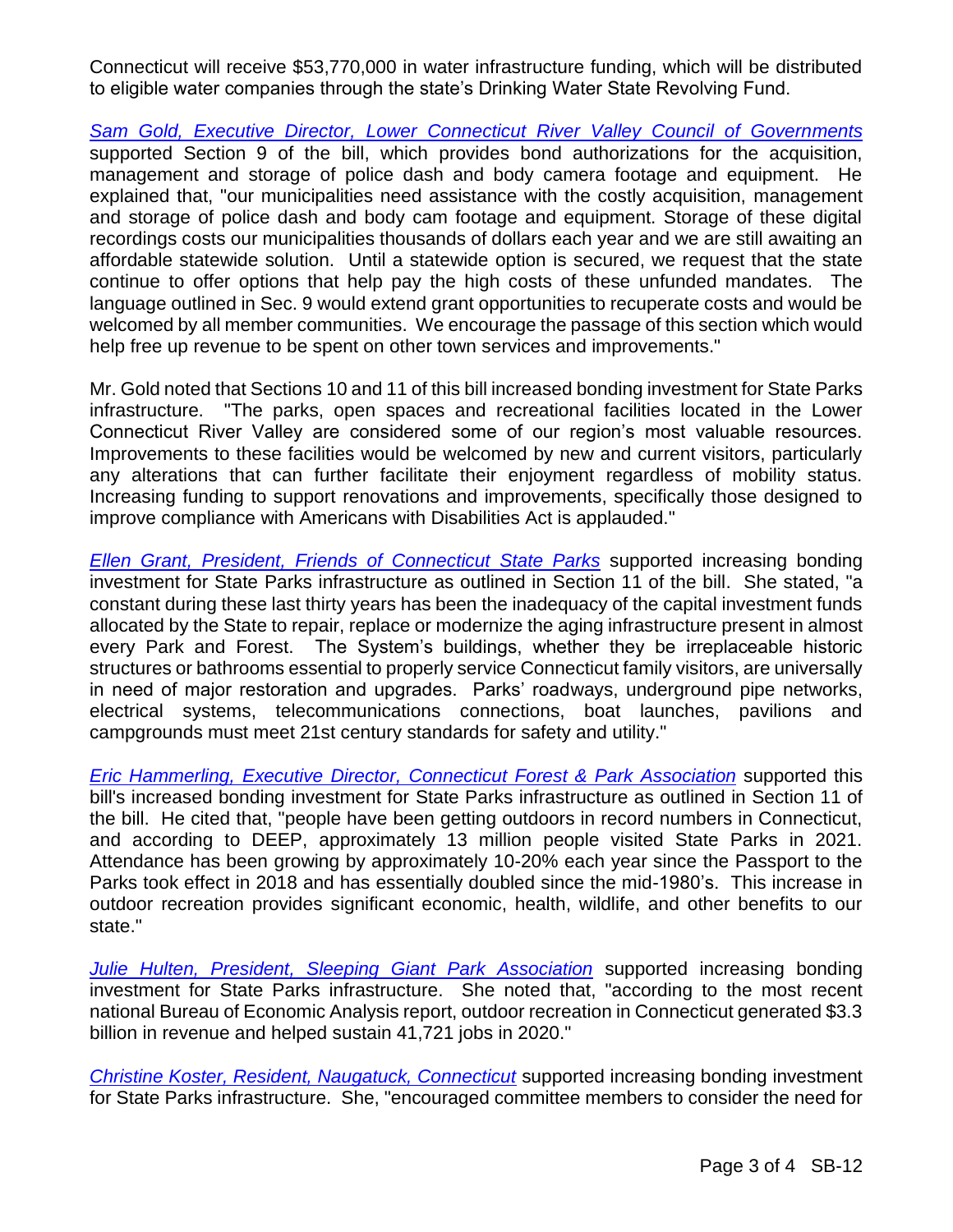Connecticut will receive $53,770,000 in water infrastructure funding, which will be distributed to eligible water companies through the state's Drinking Water State Revolving Fund.

*Sam Gold, Executive Director, Lower Connecticut River Valley Council of Governments* supported Section 9 of the bill, which provides bond authorizations for the acquisition, management and storage of police dash and body camera footage and equipment. He explained that, "our municipalities need assistance with the costly acquisition, management and storage of police dash and body cam footage and equipment. Storage of these digital recordings costs our municipalities thousands of dollars each year and we are still awaiting an affordable statewide solution. Until a statewide option is secured, we request that the state continue to offer options that help pay the high costs of these unfunded mandates. The language outlined in Sec. 9 would extend grant opportunities to recuperate costs and would be welcomed by all member communities. We encourage the passage of this section which would help free up revenue to be spent on other town services and improvements."

Mr. Gold noted that Sections 10 and 11 of this bill increased bonding investment for State Parks infrastructure. "The parks, open spaces and recreational facilities located in the Lower Connecticut River Valley are considered some of our region's most valuable resources. Improvements to these facilities would be welcomed by new and current visitors, particularly any alterations that can further facilitate their enjoyment regardless of mobility status. Increasing funding to support renovations and improvements, specifically those designed to improve compliance with Americans with Disabilities Act is applauded."

*Ellen Grant, President, Friends of Connecticut State Parks* supported increasing bonding investment for State Parks infrastructure as outlined in Section 11 of the bill. She stated, "a constant during these last thirty years has been the inadequacy of the capital investment funds allocated by the State to repair, replace or modernize the aging infrastructure present in almost every Park and Forest. The System's buildings, whether they be irreplaceable historic structures or bathrooms essential to properly service Connecticut family visitors, are universally in need of major restoration and upgrades. Parks' roadways, underground pipe networks, electrical systems, telecommunications connections, boat launches, pavilions and campgrounds must meet 21st century standards for safety and utility."

*Eric Hammerling, Executive Director, Connecticut Forest & Park Association* supported this bill's increased bonding investment for State Parks infrastructure as outlined in Section 11 of the bill. He cited that, "people have been getting outdoors in record numbers in Connecticut, and according to DEEP, approximately 13 million people visited State Parks in 2021. Attendance has been growing by approximately 10-20% each year since the Passport to the Parks took effect in 2018 and has essentially doubled since the mid-1980's. This increase in outdoor recreation provides significant economic, health, wildlife, and other benefits to our state."

*Julie Hulten, President, Sleeping Giant Park Association* supported increasing bonding investment for State Parks infrastructure. She noted that, "according to the most recent national Bureau of Economic Analysis report, outdoor recreation in Connecticut generated $3.3 billion in revenue and helped sustain 41,721 jobs in 2020."

*Christine Koster, Resident, Naugatuck, Connecticut* supported increasing bonding investment for State Parks infrastructure. She, "encouraged committee members to consider the need for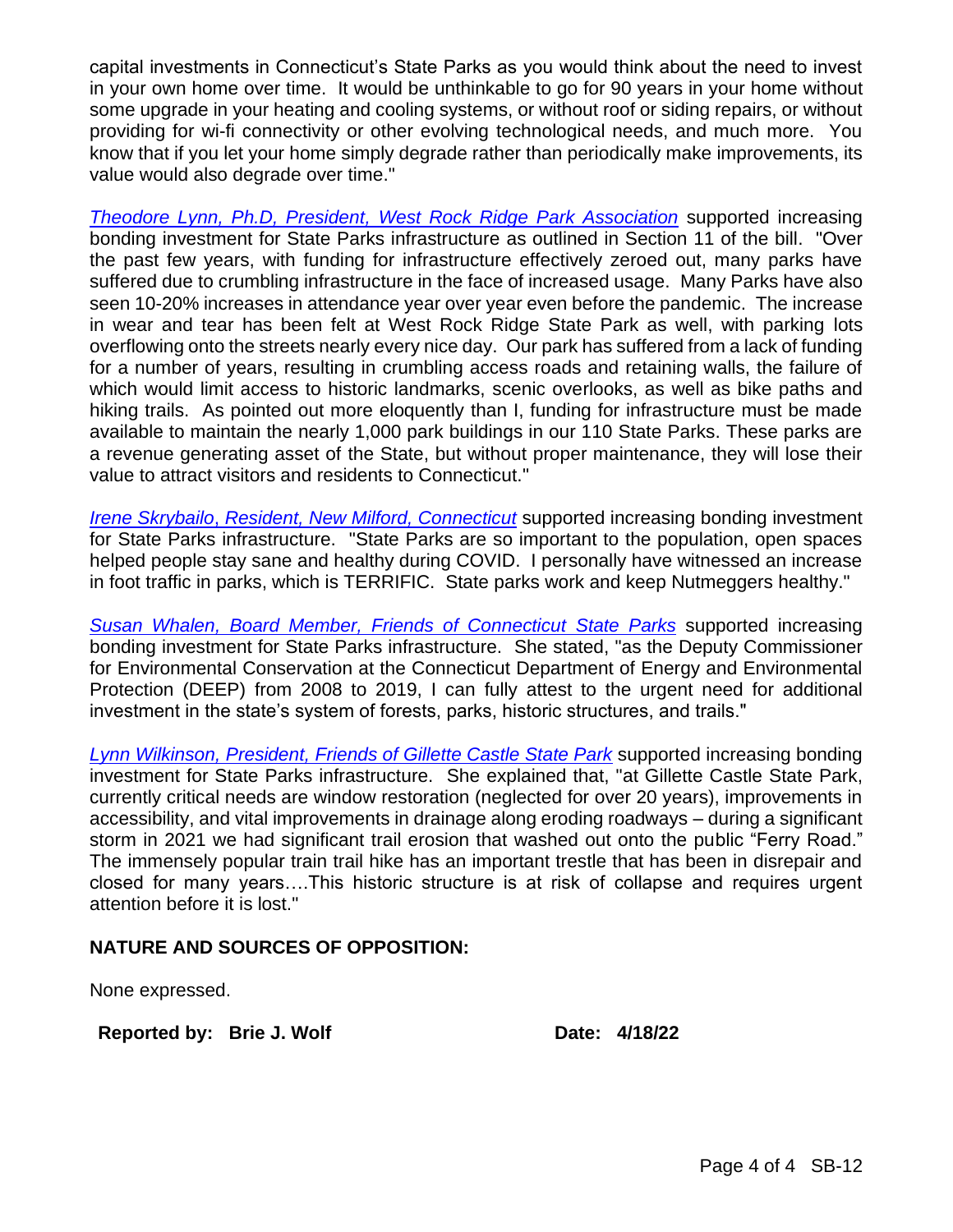capital investments in Connecticut's State Parks as you would think about the need to invest in your own home over time. It would be unthinkable to go for 90 years in your home without some upgrade in your heating and cooling systems, or without roof or siding repairs, or without providing for wi-fi connectivity or other evolving technological needs, and much more. You know that if you let your home simply degrade rather than periodically make improvements, its value would also degrade over time."

*Theodore Lynn, Ph.D, President, West Rock Ridge Park Association* supported increasing bonding investment for State Parks infrastructure as outlined in Section 11 of the bill. "Over the past few years, with funding for infrastructure effectively zeroed out, many parks have suffered due to crumbling infrastructure in the face of increased usage. Many Parks have also seen 10-20% increases in attendance year over year even before the pandemic. The increase in wear and tear has been felt at West Rock Ridge State Park as well, with parking lots overflowing onto the streets nearly every nice day. Our park has suffered from a lack of funding for a number of years, resulting in crumbling access roads and retaining walls, the failure of which would limit access to historic landmarks, scenic overlooks, as well as bike paths and hiking trails. As pointed out more eloquently than I, funding for infrastructure must be made available to maintain the nearly 1,000 park buildings in our 110 State Parks. These parks are a revenue generating asset of the State, but without proper maintenance, they will lose their value to attract visitors and residents to Connecticut."

*Irene Skrybailo, Resident, New Milford, Connecticut* supported increasing bonding investment for State Parks infrastructure. "State Parks are so important to the population, open spaces helped people stay sane and healthy during COVID. I personally have witnessed an increase in foot traffic in parks, which is TERRIFIC. State parks work and keep Nutmeggers healthy."

*Susan Whalen, Board Member, Friends of Connecticut State Parks* supported increasing bonding investment for State Parks infrastructure. She stated, "as the Deputy Commissioner for Environmental Conservation at the Connecticut Department of Energy and Environmental Protection (DEEP) from 2008 to 2019, I can fully attest to the urgent need for additional investment in the state's system of forests, parks, historic structures, and trails."

*Lynn Wilkinson, President, Friends of Gillette Castle State Park* supported increasing bonding investment for State Parks infrastructure. She explained that, "at Gillette Castle State Park, currently critical needs are window restoration (neglected for over 20 years), improvements in accessibility, and vital improvements in drainage along eroding roadways – during a significant storm in 2021 we had significant trail erosion that washed out onto the public "Ferry Road." The immensely popular train trail hike has an important trestle that has been in disrepair and closed for many years….This historic structure is at risk of collapse and requires urgent attention before it is lost."

**NATURE AND SOURCES OF OPPOSITION:**

None expressed.

**Reported by: Brie J. Wolf** **Date: 4/18/22**